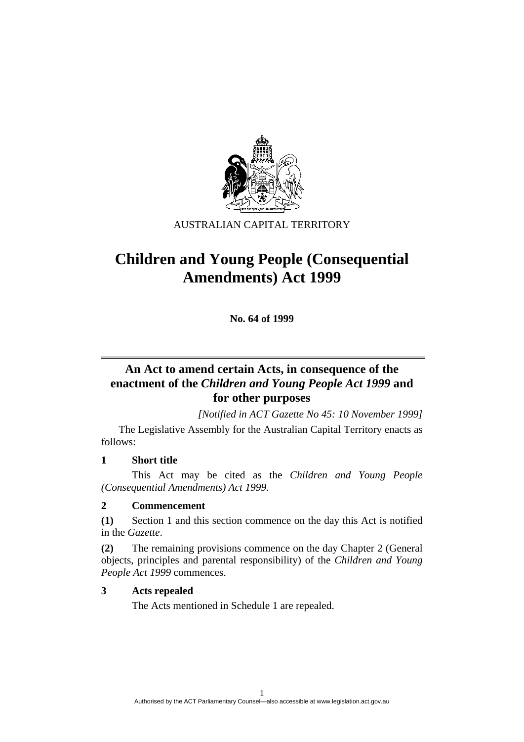AUSTRALIAN CAPITAL TERRITORY

# Children and Young People (Consequential Amendments) Act 1999

**No. 64 of 1999**

## An Act to amend certain Acts, in consequence of the enactment of the *Children and Young People Act 1999* and for other purposes

*[Notified in ACT Gazette No 45: 10 November 1999]*

The Legislative Assembly for the Australian Capital Territory enacts as follows:

### 1 Short title

This Act may be cited as the *Children and Young People (Consequential Amendments) Act 1999.*

### 2 Commencement

**(1)** Section 1 and this section commence on the day this Act is notified in the *Gazette*.

**(2)** The remaining provisions commence on the day Chapter 2 (General objects, principles and parental responsibility) of the *Children and Young People Act 1999* commences.

### 3 Acts repealed

The Acts mentioned in Schedule 1 are repealed.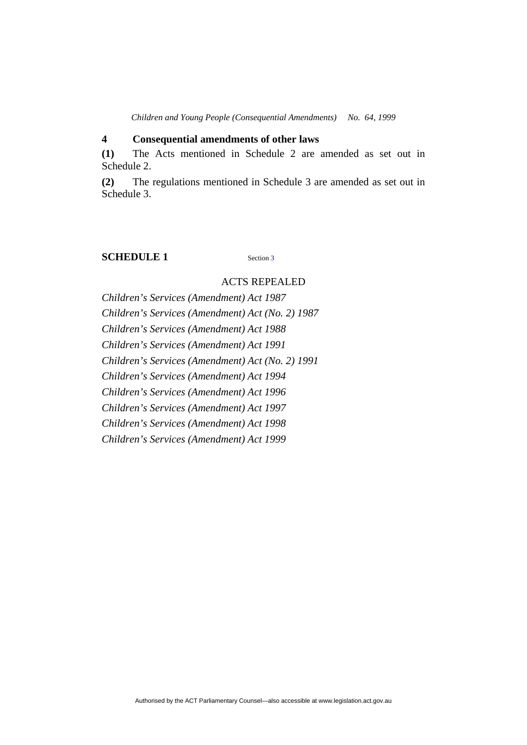## 4 Consequential amendments of other laws

**(1)** The Acts mentioned in Schedule 2 are amended as set out in Schedule 2.

**(2)** The regulations mentioned in Schedule 3 are amended as set out in Schedule 3.

## SCHEDULE 1

Section 3

ACTS REPEALED

*Children's Services (Amendment) Act 1987*

*Children's Services (Amendment) Act (No. 2) 1987*

*Children's Services (Amendment) Act 1988*

*Children's Services (Amendment) Act 1991*

*Children's Services (Amendment) Act (No. 2) 1991*

*Children's Services (Amendment) Act 1994*

*Children's Services (Amendment) Act 1996*

*Children's Services (Amendment) Act 1997*

*Children's Services (Amendment) Act 1998*

*Children's Services (Amendment) Act 1999*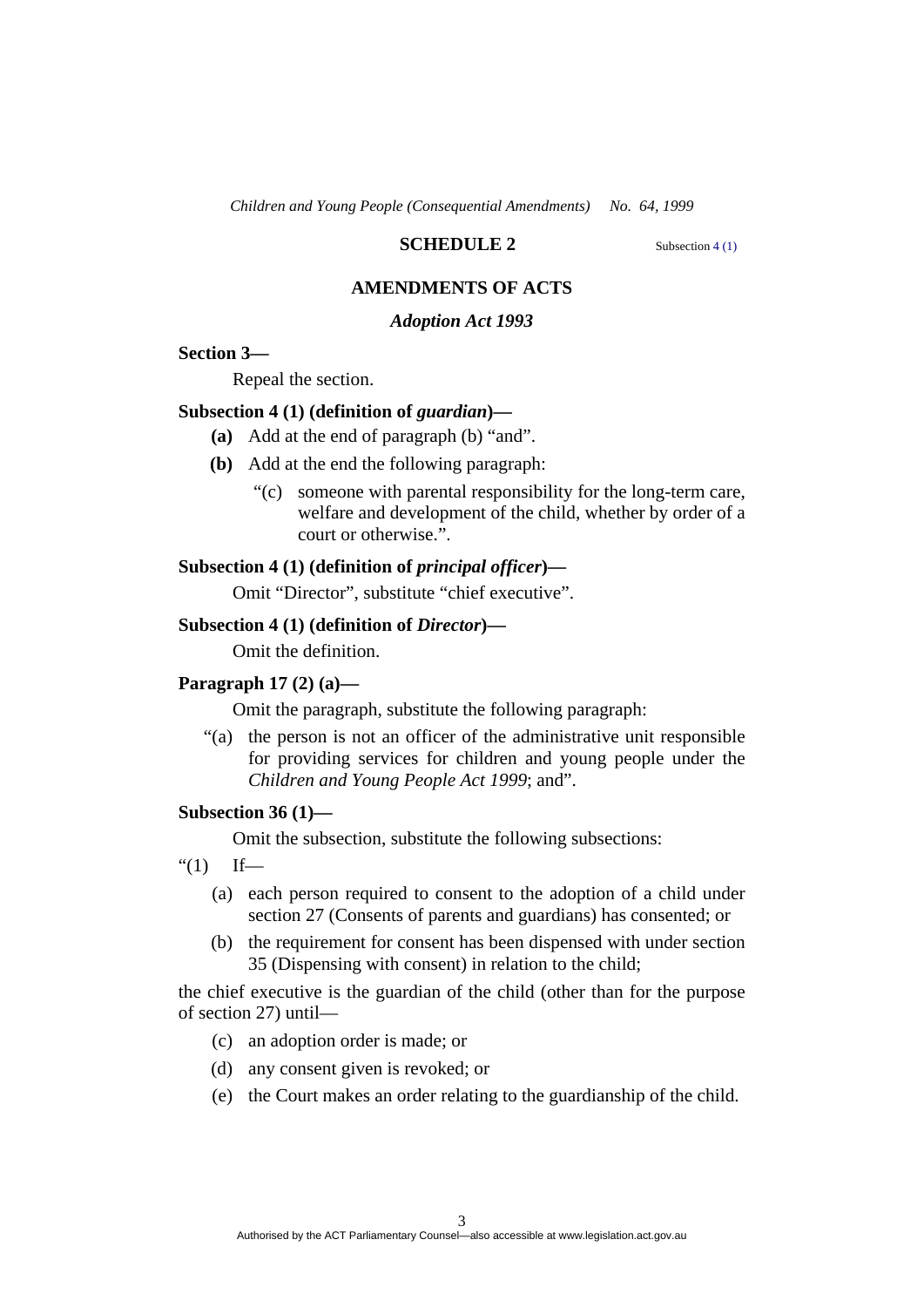## SCHEDULE 2

Subsection 4 (1)

### AMENDMENTS OF ACTS

### *Adoption Act 1993*

**Section 3—**

Repeal the section.

**Subsection 4 (1) (definition of *guardian*)—**

**(a)** Add at the end of paragraph (b) "and".

**(b)** Add at the end the following paragraph:

"(c) someone with parental responsibility for the long-term care, welfare and development of the child, whether by order of a court or otherwise.".

**Subsection 4 (1) (definition of *principal officer*)—**

Omit "Director", substitute "chief executive".

**Subsection 4 (1) (definition of *Director*)—**

Omit the definition.

**Paragraph 17 (2) (a)—**

Omit the paragraph, substitute the following paragraph:

"(a) the person is not an officer of the administrative unit responsible for providing services for children and young people under the *Children and Young People Act 1999*; and".

**Subsection 36 (1)—**

Omit the subsection, substitute the following subsections:

"(1) If—

(a) each person required to consent to the adoption of a child under section 27 (Consents of parents and guardians) has consented; or

(b) the requirement for consent has been dispensed with under section 35 (Dispensing with consent) in relation to the child;

the chief executive is the guardian of the child (other than for the purpose of section 27) until—

(c) an adoption order is made; or

(d) any consent given is revoked; or

(e) the Court makes an order relating to the guardianship of the child.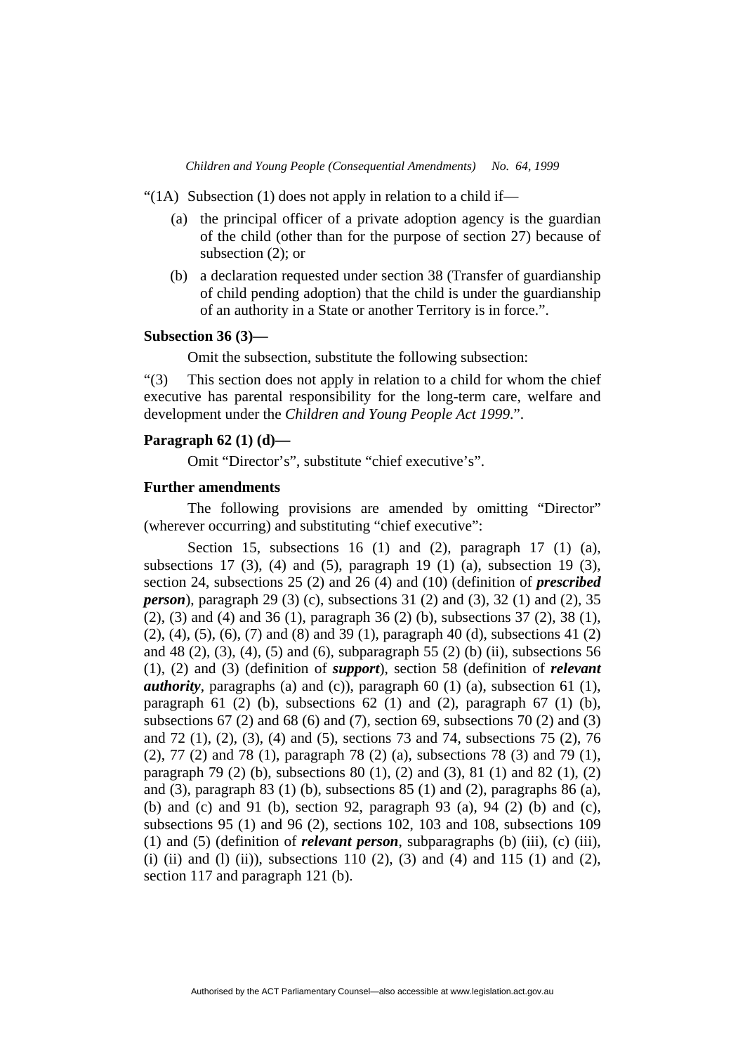"(1A) Subsection (1) does not apply in relation to a child if—

(a) the principal officer of a private adoption agency is the guardian of the child (other than for the purpose of section 27) because of subsection (2); or

(b) a declaration requested under section 38 (Transfer of guardianship of child pending adoption) that the child is under the guardianship of an authority in a State or another Territory is in force.".

**Subsection 36 (3)—**

Omit the subsection, substitute the following subsection:

"(3) This section does not apply in relation to a child for whom the chief executive has parental responsibility for the long-term care, welfare and development under the *Children and Young People Act 1999*.".

**Paragraph 62 (1) (d)—**

Omit "Director's", substitute "chief executive's".

**Further amendments**

The following provisions are amended by omitting "Director" (wherever occurring) and substituting "chief executive":

Section 15, subsections 16 (1) and (2), paragraph 17 (1) (a), subsections 17 (3), (4) and (5), paragraph 19 (1) (a), subsection 19 (3), section 24, subsections 25 (2) and 26 (4) and (10) (definition of ***prescribed person***), paragraph 29 (3) (c), subsections 31 (2) and (3), 32 (1) and (2), 35 (2), (3) and (4) and 36 (1), paragraph 36 (2) (b), subsections 37 (2), 38 (1), (2), (4), (5), (6), (7) and (8) and 39 (1), paragraph 40 (d), subsections 41 (2) and 48 (2), (3), (4), (5) and (6), subparagraph 55 (2) (b) (ii), subsections 56 (1), (2) and (3) (definition of ***support***), section 58 (definition of ***relevant authority***, paragraphs (a) and (c)), paragraph 60 (1) (a), subsection 61 (1), paragraph 61 (2) (b), subsections 62 (1) and (2), paragraph 67 (1) (b), subsections 67 (2) and 68 (6) and (7), section 69, subsections 70 (2) and (3) and 72 (1), (2), (3), (4) and (5), sections 73 and 74, subsections 75 (2), 76 (2), 77 (2) and 78 (1), paragraph 78 (2) (a), subsections 78 (3) and 79 (1), paragraph 79 (2) (b), subsections 80 (1), (2) and (3), 81 (1) and 82 (1), (2) and (3), paragraph 83 (1) (b), subsections 85 (1) and (2), paragraphs 86 (a), (b) and (c) and 91 (b), section 92, paragraph 93 (a), 94 (2) (b) and (c), subsections 95 (1) and 96 (2), sections 102, 103 and 108, subsections 109 (1) and (5) (definition of ***relevant person***, subparagraphs (b) (iii), (c) (iii), (i) (ii) and (l) (ii)), subsections 110 (2), (3) and (4) and 115 (1) and (2), section 117 and paragraph 121 (b).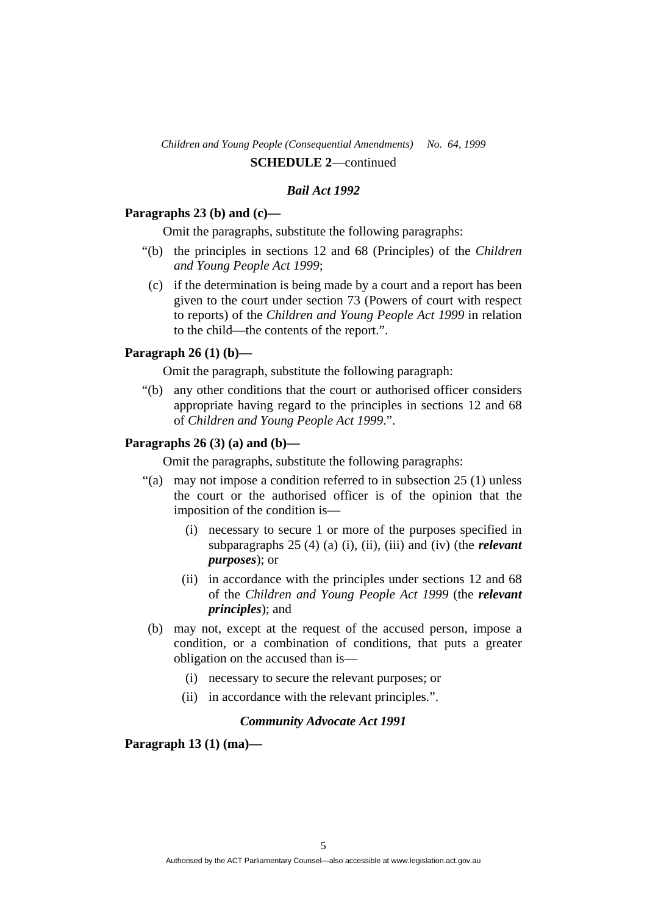**SCHEDULE 2**—continued

### *Bail Act 1992*

**Paragraphs 23 (b) and (c)—**

Omit the paragraphs, substitute the following paragraphs:

"(b) the principles in sections 12 and 68 (Principles) of the *Children and Young People Act 1999*;

(c) if the determination is being made by a court and a report has been given to the court under section 73 (Powers of court with respect to reports) of the *Children and Young People Act 1999* in relation to the child—the contents of the report.".

**Paragraph 26 (1) (b)—**

Omit the paragraph, substitute the following paragraph:

"(b) any other conditions that the court or authorised officer considers appropriate having regard to the principles in sections 12 and 68 of *Children and Young People Act 1999*.".

**Paragraphs 26 (3) (a) and (b)—**

Omit the paragraphs, substitute the following paragraphs:

"(a) may not impose a condition referred to in subsection 25 (1) unless the court or the authorised officer is of the opinion that the imposition of the condition is—

(i) necessary to secure 1 or more of the purposes specified in subparagraphs 25 (4) (a) (i), (ii), (iii) and (iv) (the ***relevant purposes***); or

(ii) in accordance with the principles under sections 12 and 68 of the *Children and Young People Act 1999* (the ***relevant principles***); and

(b) may not, except at the request of the accused person, impose a condition, or a combination of conditions, that puts a greater obligation on the accused than is—

(i) necessary to secure the relevant purposes; or

(ii) in accordance with the relevant principles.".

### *Community Advocate Act 1991*

**Paragraph 13 (1) (ma)—**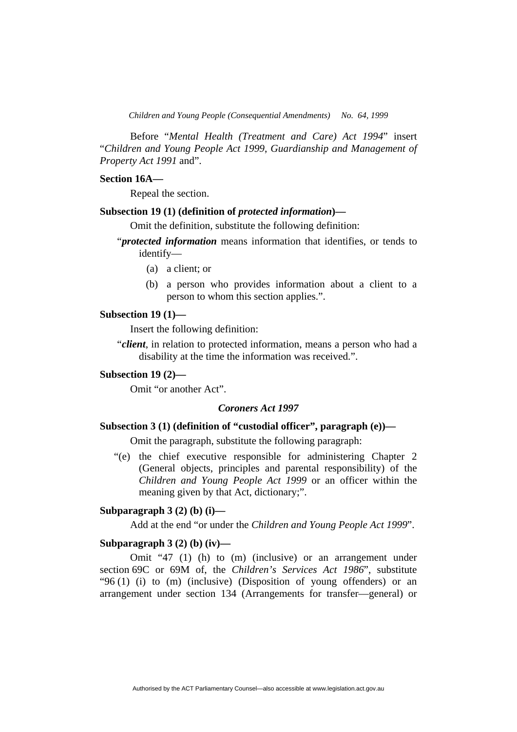Before "*Mental Health (Treatment and Care) Act 1994*" insert "*Children and Young People Act 1999*, *Guardianship and Management of Property Act 1991* and".

**Section 16A—**

Repeal the section.

**Subsection 19 (1) (definition of *protected information*)—**

Omit the definition, substitute the following definition:

"***protected information*** means information that identifies, or tends to identify—

(a) a client; or

(b) a person who provides information about a client to a person to whom this section applies.".

**Subsection 19 (1)—**

Insert the following definition:

"***client***, in relation to protected information, means a person who had a disability at the time the information was received.".

**Subsection 19 (2)—**

Omit "or another Act".

### *Coroners Act 1997*

**Subsection 3 (1) (definition of "custodial officer", paragraph (e))—**

Omit the paragraph, substitute the following paragraph:

"(e) the chief executive responsible for administering Chapter 2 (General objects, principles and parental responsibility) of the *Children and Young People Act 1999* or an officer within the meaning given by that Act, dictionary;".

**Subparagraph 3 (2) (b) (i)—**

Add at the end "or under the *Children and Young People Act 1999*".

**Subparagraph 3 (2) (b) (iv)—**

Omit "47 (1) (h) to (m) (inclusive) or an arrangement under section 69C or 69M of, the *Children's Services Act 1986*", substitute "96 (1) (i) to (m) (inclusive) (Disposition of young offenders) or an arrangement under section 134 (Arrangements for transfer—general) or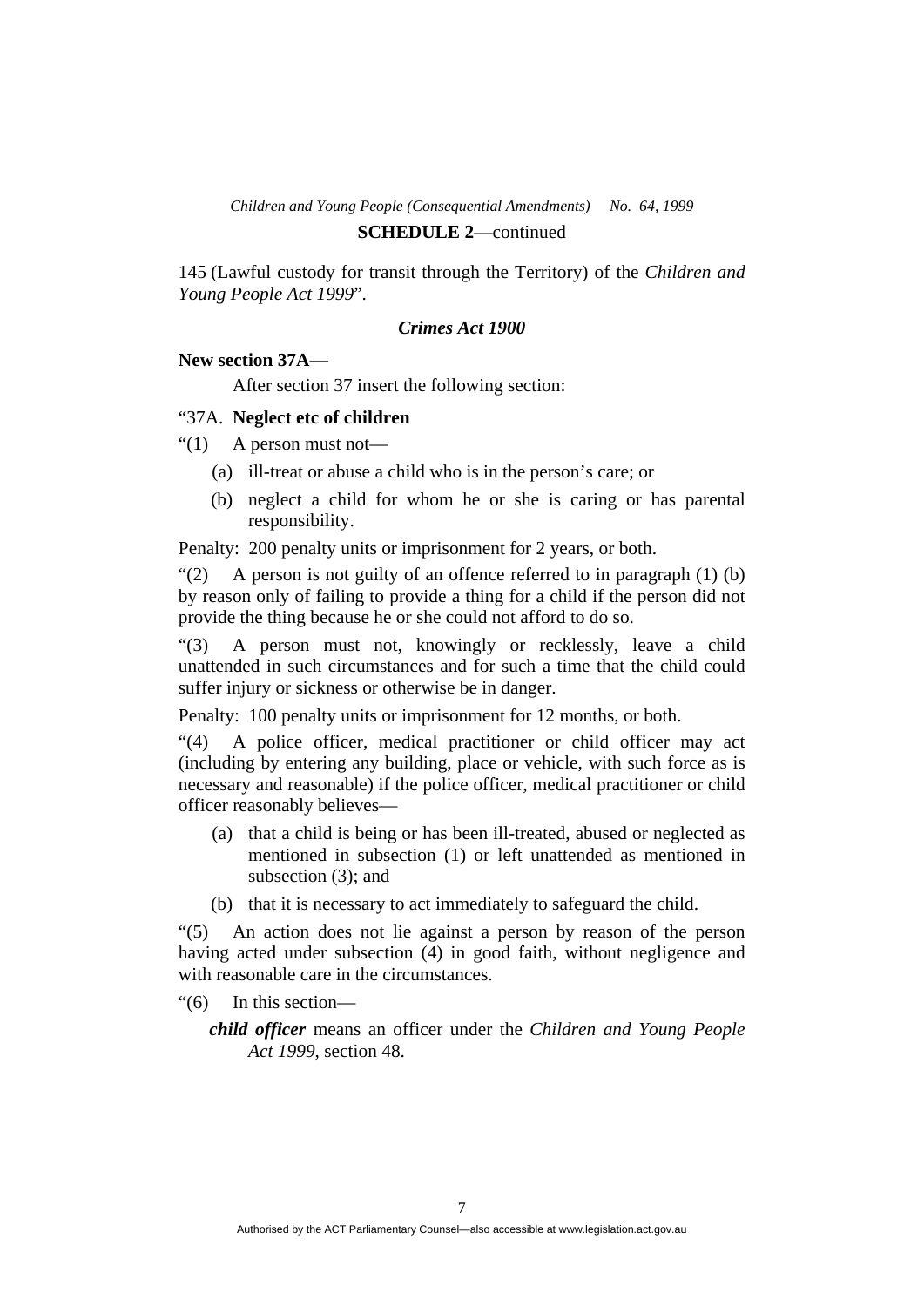145 (Lawful custody for transit through the Territory) of the *Children and Young People Act 1999*".

### *Crimes Act 1900*

**New section 37A—**

After section 37 insert the following section:

"37A. **Neglect etc of children**

"(1) A person must not—

(a) ill-treat or abuse a child who is in the person's care; or

(b) neglect a child for whom he or she is caring or has parental responsibility.

Penalty: 200 penalty units or imprisonment for 2 years, or both.

"(2) A person is not guilty of an offence referred to in paragraph (1) (b) by reason only of failing to provide a thing for a child if the person did not provide the thing because he or she could not afford to do so.

"(3) A person must not, knowingly or recklessly, leave a child unattended in such circumstances and for such a time that the child could suffer injury or sickness or otherwise be in danger.

Penalty: 100 penalty units or imprisonment for 12 months, or both.

"(4) A police officer, medical practitioner or child officer may act (including by entering any building, place or vehicle, with such force as is necessary and reasonable) if the police officer, medical practitioner or child officer reasonably believes—

(a) that a child is being or has been ill-treated, abused or neglected as mentioned in subsection (1) or left unattended as mentioned in subsection (3); and

(b) that it is necessary to act immediately to safeguard the child.

"(5) An action does not lie against a person by reason of the person having acted under subsection (4) in good faith, without negligence and with reasonable care in the circumstances.

"(6) In this section—

***child officer*** means an officer under the *Children and Young People Act 1999*, section 48.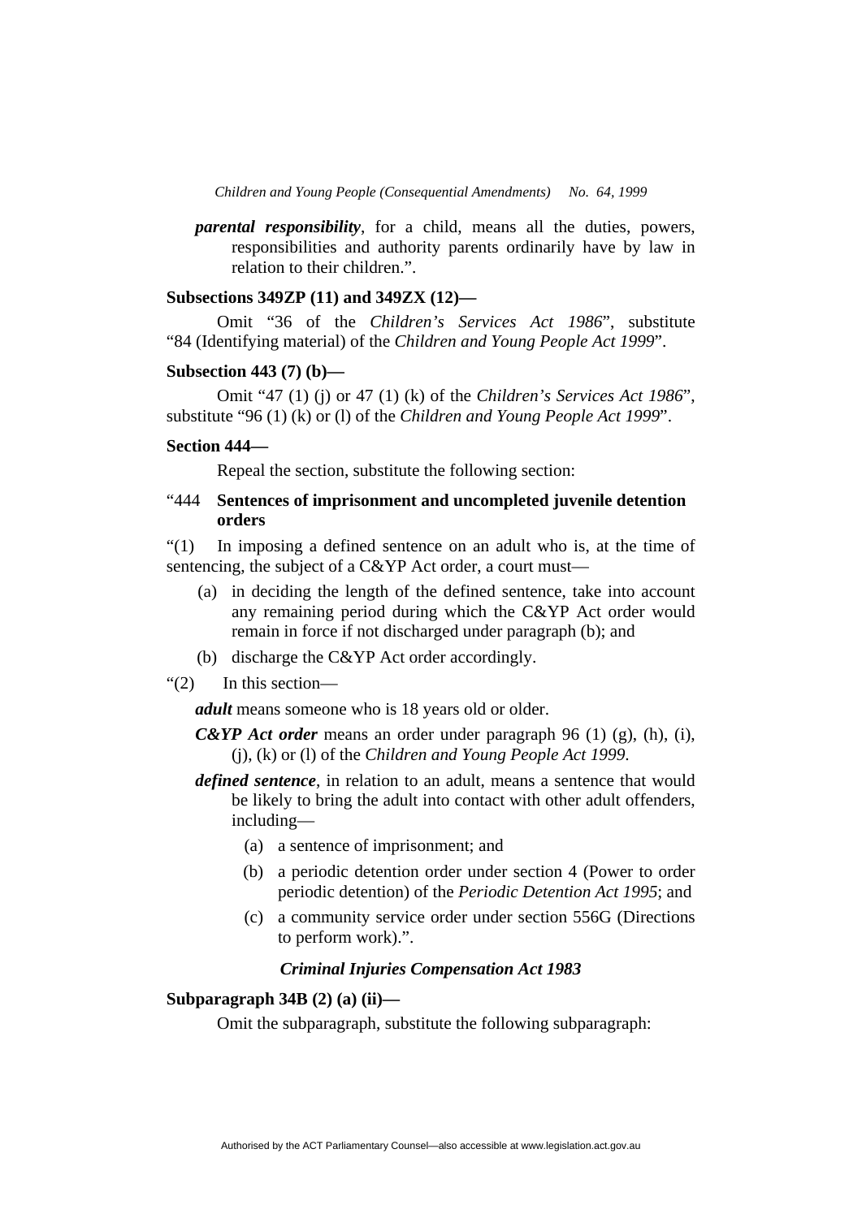***parental responsibility***, for a child, means all the duties, powers, responsibilities and authority parents ordinarily have by law in relation to their children.".

**Subsections 349ZP (11) and 349ZX (12)—**

Omit "36 of the *Children's Services Act 1986*", substitute "84 (Identifying material) of the *Children and Young People Act 1999*".

**Subsection 443 (7) (b)—**

Omit "47 (1) (j) or 47 (1) (k) of the *Children's Services Act 1986*", substitute "96 (1) (k) or (l) of the *Children and Young People Act 1999*".

**Section 444—**

Repeal the section, substitute the following section:

"444 **Sentences of imprisonment and uncompleted juvenile detention orders**

"(1) In imposing a defined sentence on an adult who is, at the time of sentencing, the subject of a C&YP Act order, a court must—

(a) in deciding the length of the defined sentence, take into account any remaining period during which the C&YP Act order would remain in force if not discharged under paragraph (b); and

(b) discharge the C&YP Act order accordingly.

"(2) In this section—

***adult*** means someone who is 18 years old or older.

***C&YP Act order*** means an order under paragraph 96 (1) (g), (h), (i), (j), (k) or (l) of the *Children and Young People Act 1999*.

***defined sentence***, in relation to an adult, means a sentence that would be likely to bring the adult into contact with other adult offenders, including—

(a) a sentence of imprisonment; and

(b) a periodic detention order under section 4 (Power to order periodic detention) of the *Periodic Detention Act 1995*; and

(c) a community service order under section 556G (Directions to perform work).".

### *Criminal Injuries Compensation Act 1983*

**Subparagraph 34B (2) (a) (ii)—**

Omit the subparagraph, substitute the following subparagraph: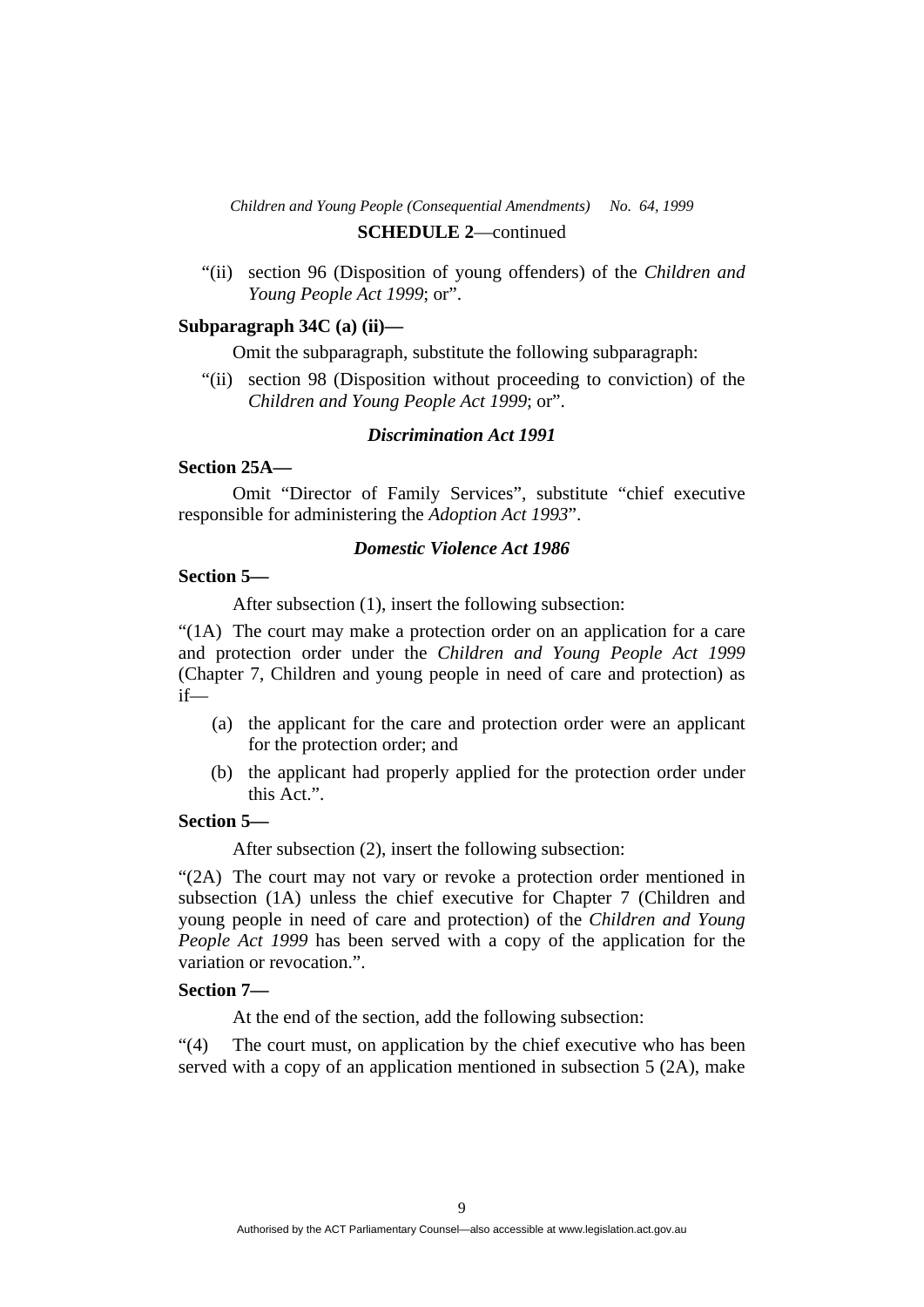**SCHEDULE 2**—continued

"(ii) section 96 (Disposition of young offenders) of the *Children and Young People Act 1999*; or".

**Subparagraph 34C (a) (ii)—**

Omit the subparagraph, substitute the following subparagraph:

"(ii) section 98 (Disposition without proceeding to conviction) of the *Children and Young People Act 1999*; or".

### *Discrimination Act 1991*

**Section 25A—**

Omit "Director of Family Services", substitute "chief executive responsible for administering the *Adoption Act 1993*".

### *Domestic Violence Act 1986*

**Section 5—**

After subsection (1), insert the following subsection:

"(1A) The court may make a protection order on an application for a care and protection order under the *Children and Young People Act 1999* (Chapter 7, Children and young people in need of care and protection) as if—

(a) the applicant for the care and protection order were an applicant for the protection order; and

(b) the applicant had properly applied for the protection order under this Act.".

**Section 5—**

After subsection (2), insert the following subsection:

"(2A) The court may not vary or revoke a protection order mentioned in subsection (1A) unless the chief executive for Chapter 7 (Children and young people in need of care and protection) of the *Children and Young People Act 1999* has been served with a copy of the application for the variation or revocation.".

**Section 7—**

At the end of the section, add the following subsection:

"(4) The court must, on application by the chief executive who has been served with a copy of an application mentioned in subsection 5 (2A), make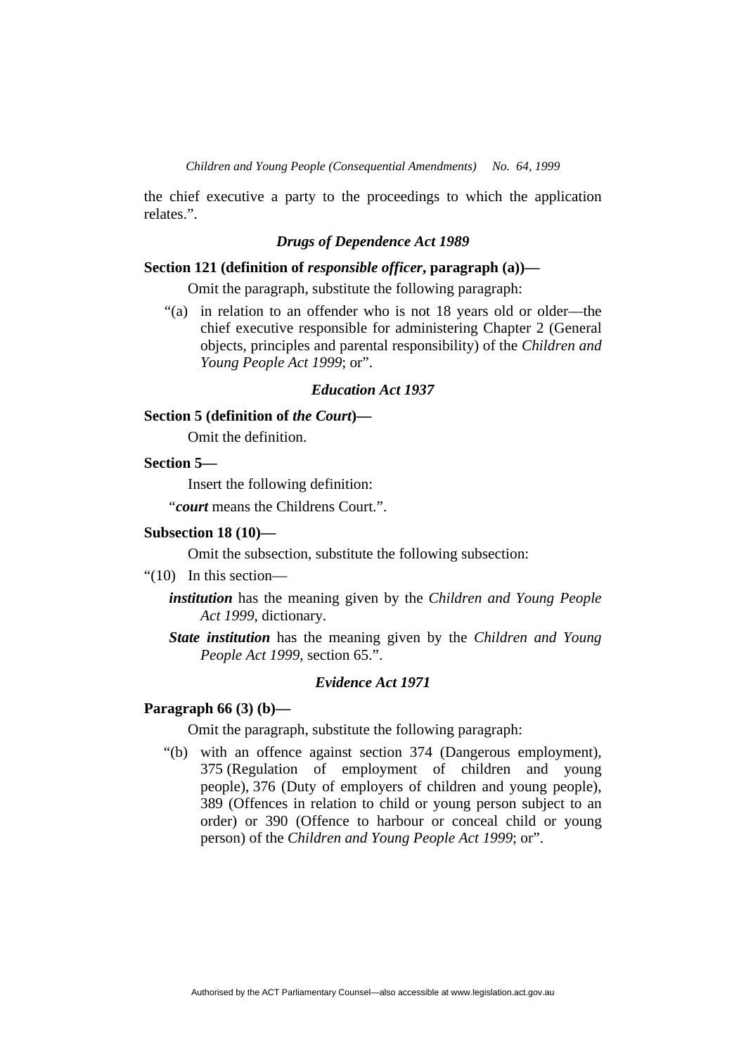the chief executive a party to the proceedings to which the application relates.".

### *Drugs of Dependence Act 1989*

**Section 121 (definition of *responsible officer*, paragraph (a))—**

Omit the paragraph, substitute the following paragraph:

"(a) in relation to an offender who is not 18 years old or older—the chief executive responsible for administering Chapter 2 (General objects, principles and parental responsibility) of the *Children and Young People Act 1999*; or".

### *Education Act 1937*

**Section 5 (definition of *the Court*)—**

Omit the definition.

**Section 5—**

Insert the following definition:

"***court*** means the Childrens Court.".

**Subsection 18 (10)—**

Omit the subsection, substitute the following subsection:

"(10) In this section—

***institution*** has the meaning given by the *Children and Young People Act 1999*, dictionary.

***State institution*** has the meaning given by the *Children and Young People Act 1999*, section 65.".

### *Evidence Act 1971*

**Paragraph 66 (3) (b)—**

Omit the paragraph, substitute the following paragraph:

"(b) with an offence against section 374 (Dangerous employment), 375 (Regulation of employment of children and young people), 376 (Duty of employers of children and young people), 389 (Offences in relation to child or young person subject to an order) or 390 (Offence to harbour or conceal child or young person) of the *Children and Young People Act 1999*; or".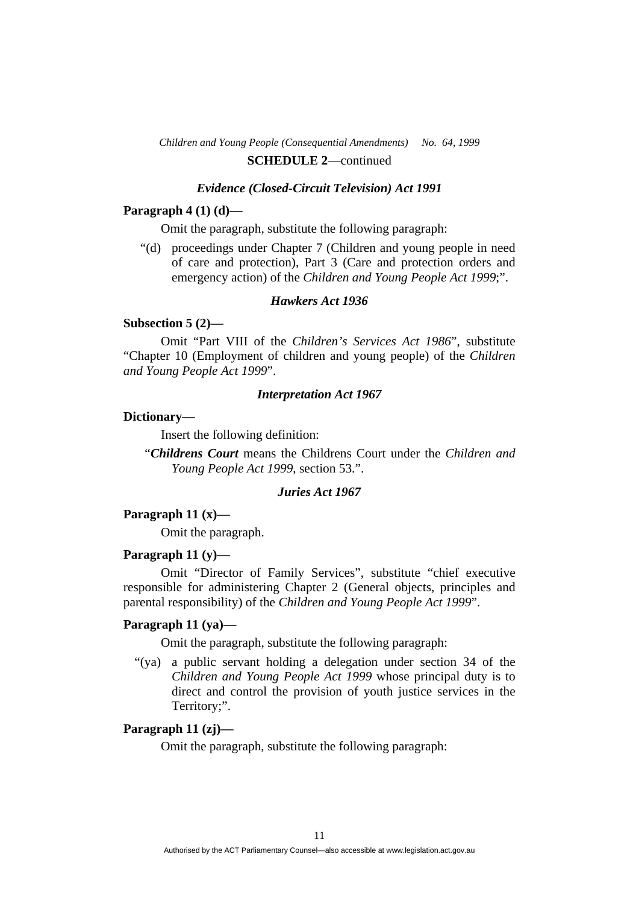**SCHEDULE 2**—continued

### *Evidence (Closed-Circuit Television) Act 1991*

**Paragraph 4 (1) (d)—**

Omit the paragraph, substitute the following paragraph:

"(d) proceedings under Chapter 7 (Children and young people in need of care and protection), Part 3 (Care and protection orders and emergency action) of the *Children and Young People Act 1999*;".

### *Hawkers Act 1936*

**Subsection 5 (2)—**

Omit "Part VIII of the *Children's Services Act 1986*", substitute "Chapter 10 (Employment of children and young people) of the *Children and Young People Act 1999*".

### *Interpretation Act 1967*

**Dictionary—**

Insert the following definition:

"***Childrens Court*** means the Childrens Court under the *Children and Young People Act 1999*, section 53.".

### *Juries Act 1967*

**Paragraph 11 (x)—**

Omit the paragraph.

**Paragraph 11 (y)—**

Omit "Director of Family Services", substitute "chief executive responsible for administering Chapter 2 (General objects, principles and parental responsibility) of the *Children and Young People Act 1999*".

**Paragraph 11 (ya)—**

Omit the paragraph, substitute the following paragraph:

"(ya) a public servant holding a delegation under section 34 of the *Children and Young People Act 1999* whose principal duty is to direct and control the provision of youth justice services in the Territory;".

**Paragraph 11 (zj)—**

Omit the paragraph, substitute the following paragraph: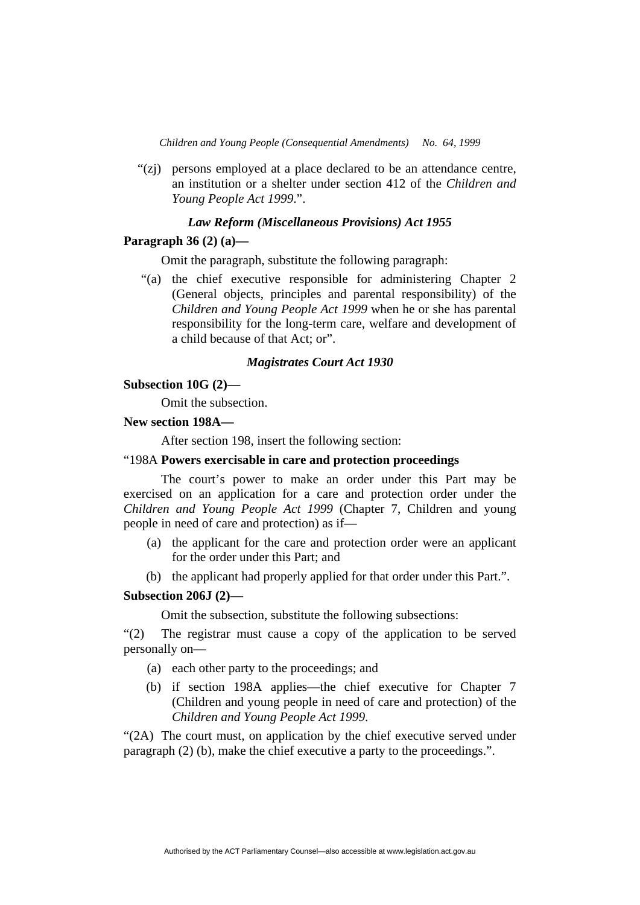“(zj) persons employed at a place declared to be an attendance centre, an institution or a shelter under section 412 of the *Children and Young People Act 1999*.”.

### *Law Reform (Miscellaneous Provisions) Act 1955*

**Paragraph 36 (2) (a)—**

Omit the paragraph, substitute the following paragraph:

“(a) the chief executive responsible for administering Chapter 2 (General objects, principles and parental responsibility) of the *Children and Young People Act 1999* when he or she has parental responsibility for the long-term care, welfare and development of a child because of that Act; or”.

### *Magistrates Court Act 1930*

**Subsection 10G (2)—**

Omit the subsection.

**New section 198A—**

After section 198, insert the following section:

“198A **Powers exercisable in care and protection proceedings**

The court’s power to make an order under this Part may be exercised on an application for a care and protection order under the *Children and Young People Act 1999* (Chapter 7, Children and young people in need of care and protection) as if—

(a) the applicant for the care and protection order were an applicant for the order under this Part; and

(b) the applicant had properly applied for that order under this Part.”.

**Subsection 206J (2)—**

Omit the subsection, substitute the following subsections:

“(2) The registrar must cause a copy of the application to be served personally on—

(a) each other party to the proceedings; and

(b) if section 198A applies—the chief executive for Chapter 7 (Children and young people in need of care and protection) of the *Children and Young People Act 1999*.

“(2A) The court must, on application by the chief executive served under paragraph (2) (b), make the chief executive a party to the proceedings.”.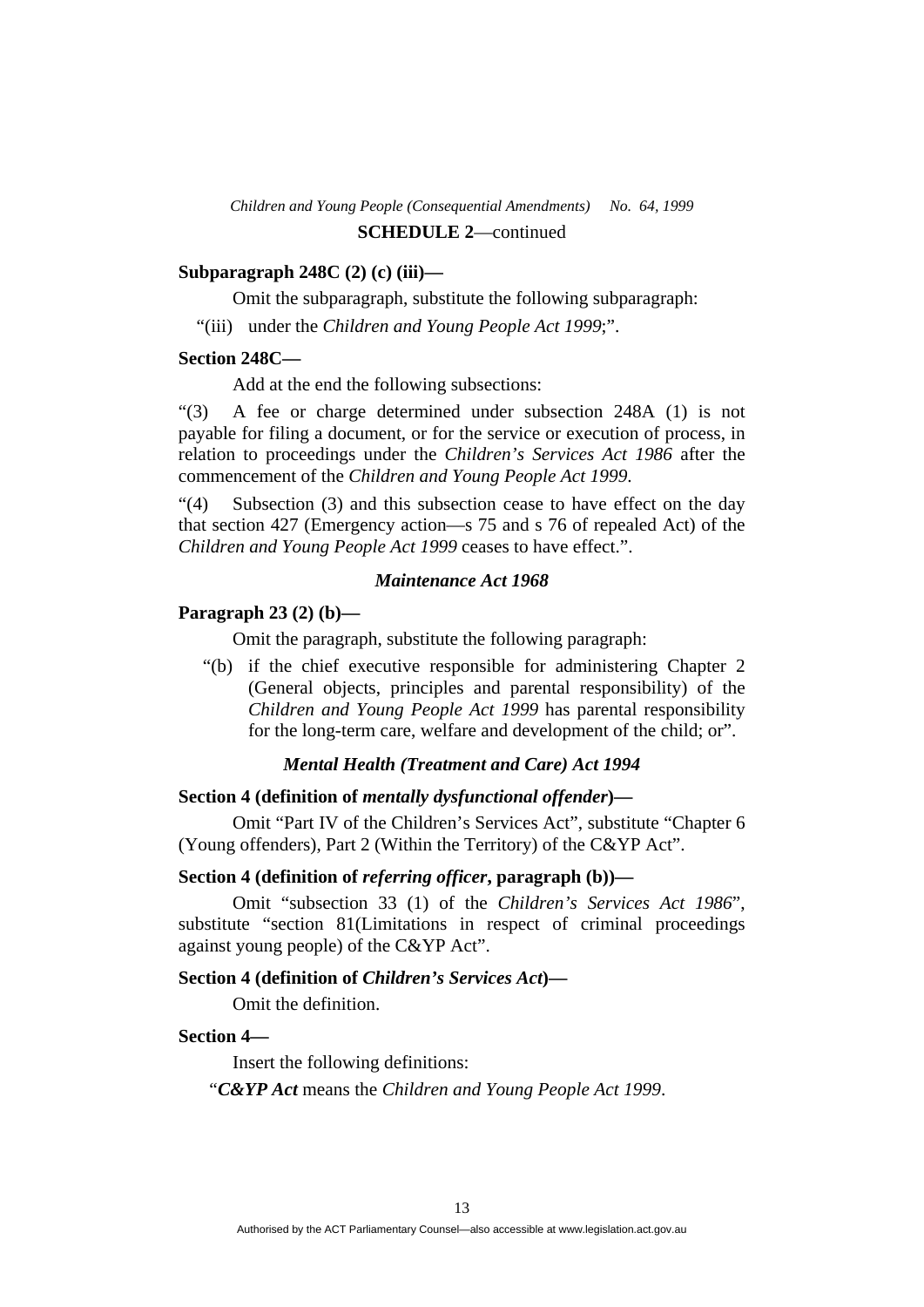**SCHEDULE 2**—continued

**Subparagraph 248C (2) (c) (iii)—**

Omit the subparagraph, substitute the following subparagraph:

"(iii) under the *Children and Young People Act 1999*;".

**Section 248C—**

Add at the end the following subsections:

"(3) A fee or charge determined under subsection 248A (1) is not payable for filing a document, or for the service or execution of process, in relation to proceedings under the *Children's Services Act 1986* after the commencement of the *Children and Young People Act 1999*.

"(4) Subsection (3) and this subsection cease to have effect on the day that section 427 (Emergency action—s 75 and s 76 of repealed Act) of the *Children and Young People Act 1999* ceases to have effect.".

***Maintenance Act 1968***

**Paragraph 23 (2) (b)—**

Omit the paragraph, substitute the following paragraph:

"(b) if the chief executive responsible for administering Chapter 2 (General objects, principles and parental responsibility) of the *Children and Young People Act 1999* has parental responsibility for the long-term care, welfare and development of the child; or".

***Mental Health (Treatment and Care) Act 1994***

**Section 4 (definition of *mentally dysfunctional offender*)—**

Omit "Part IV of the Children's Services Act", substitute "Chapter 6 (Young offenders), Part 2 (Within the Territory) of the C&YP Act".

**Section 4 (definition of *referring officer*, paragraph (b))—**

Omit "subsection 33 (1) of the *Children's Services Act 1986*", substitute "section 81(Limitations in respect of criminal proceedings against young people) of the C&YP Act".

**Section 4 (definition of *Children's Services Act*)—**

Omit the definition.

**Section 4—**

Insert the following definitions:

"***C&YP Act*** means the *Children and Young People Act 1999*.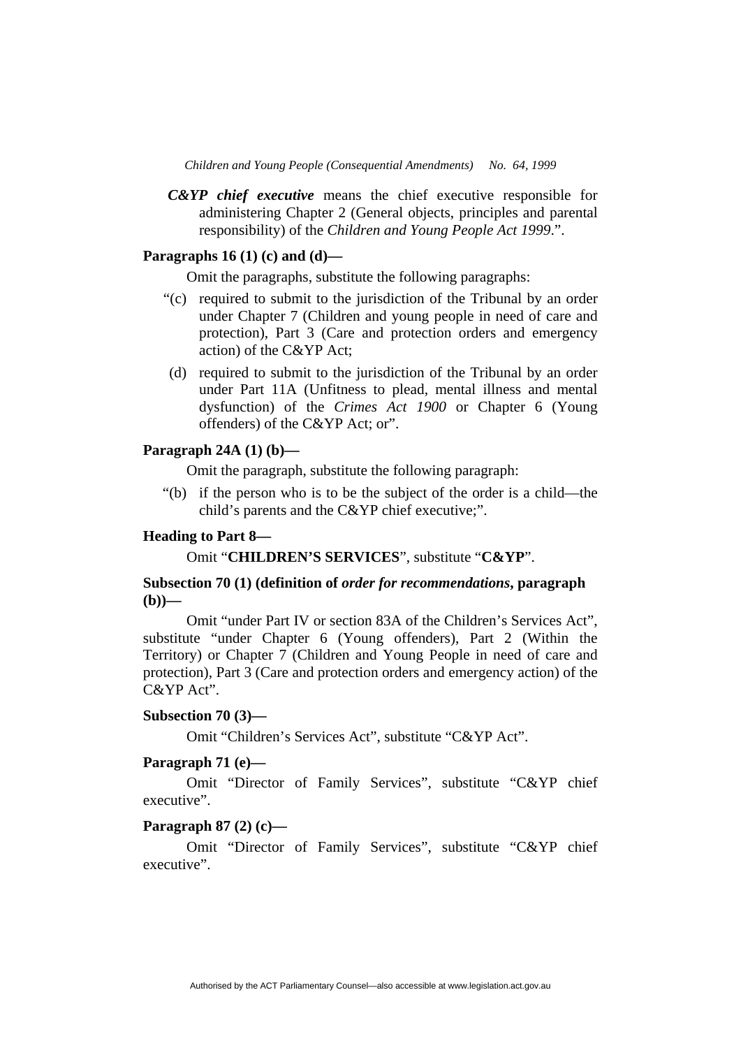***C&YP chief executive*** means the chief executive responsible for administering Chapter 2 (General objects, principles and parental responsibility) of the *Children and Young People Act 1999*.".

**Paragraphs 16 (1) (c) and (d)—**

Omit the paragraphs, substitute the following paragraphs:

"(c) required to submit to the jurisdiction of the Tribunal by an order under Chapter 7 (Children and young people in need of care and protection), Part 3 (Care and protection orders and emergency action) of the C&YP Act;

(d) required to submit to the jurisdiction of the Tribunal by an order under Part 11A (Unfitness to plead, mental illness and mental dysfunction) of the *Crimes Act 1900* or Chapter 6 (Young offenders) of the C&YP Act; or".

**Paragraph 24A (1) (b)—**

Omit the paragraph, substitute the following paragraph:

"(b) if the person who is to be the subject of the order is a child—the child's parents and the C&YP chief executive;".

**Heading to Part 8—**

Omit "**CHILDREN'S SERVICES**", substitute "**C&YP**".

**Subsection 70 (1) (definition of *order for recommendations*, paragraph (b))—**

Omit "under Part IV or section 83A of the Children's Services Act", substitute "under Chapter 6 (Young offenders), Part 2 (Within the Territory) or Chapter 7 (Children and Young People in need of care and protection), Part 3 (Care and protection orders and emergency action) of the C&YP Act".

**Subsection 70 (3)—**

Omit "Children's Services Act", substitute "C&YP Act".

**Paragraph 71 (e)—**

Omit "Director of Family Services", substitute "C&YP chief executive".

**Paragraph 87 (2) (c)—**

Omit "Director of Family Services", substitute "C&YP chief executive".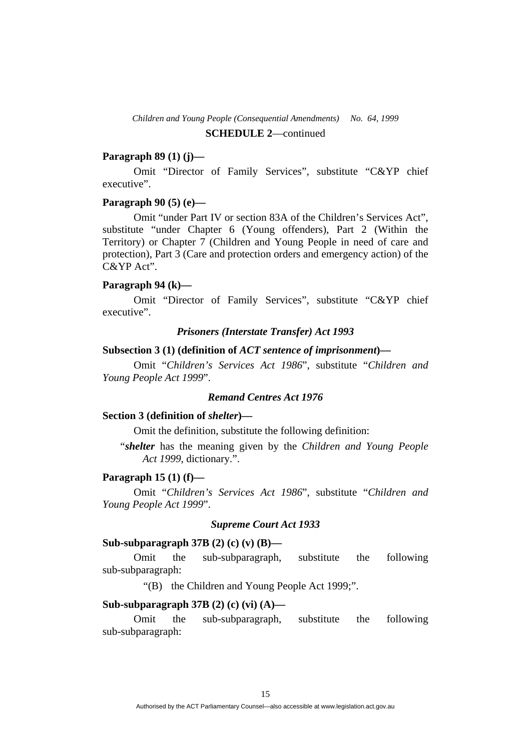**SCHEDULE 2**—continued

**Paragraph 89 (1) (j)—**

Omit "Director of Family Services", substitute "C&YP chief executive".

**Paragraph 90 (5) (e)—**

Omit "under Part IV or section 83A of the Children's Services Act", substitute "under Chapter 6 (Young offenders), Part 2 (Within the Territory) or Chapter 7 (Children and Young People in need of care and protection), Part 3 (Care and protection orders and emergency action) of the C&YP Act".

**Paragraph 94 (k)—**

Omit "Director of Family Services", substitute "C&YP chief executive".

### *Prisoners (Interstate Transfer) Act 1993*

**Subsection 3 (1) (definition of *ACT sentence of imprisonment*)—**

Omit "*Children's Services Act 1986*", substitute "*Children and Young People Act 1999*".

### *Remand Centres Act 1976*

**Section 3 (definition of *shelter*)—**

Omit the definition, substitute the following definition:

"***shelter*** has the meaning given by the *Children and Young People Act 1999*, dictionary.".

**Paragraph 15 (1) (f)—**

Omit "*Children's Services Act 1986*", substitute "*Children and Young People Act 1999*".

### *Supreme Court Act 1933*

**Sub-subparagraph 37B (2) (c) (v) (B)—**

Omit the sub-subparagraph, substitute the following sub-subparagraph:

"(B) the Children and Young People Act 1999;".

**Sub-subparagraph 37B (2) (c) (vi) (A)—**

Omit the sub-subparagraph, substitute the following sub-subparagraph: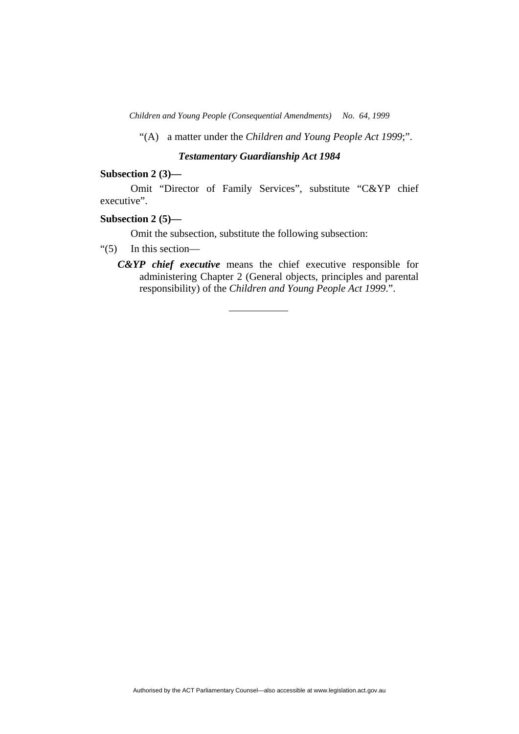“(A) a matter under the *Children and Young People Act 1999*;”.

### *Testamentary Guardianship Act 1984*

**Subsection 2 (3)—**

Omit “Director of Family Services”, substitute “C&YP chief executive”.

**Subsection 2 (5)—**

Omit the subsection, substitute the following subsection:

“(5) In this section—

***C&YP chief executive*** means the chief executive responsible for administering Chapter 2 (General objects, principles and parental responsibility) of the *Children and Young People Act 1999*.”.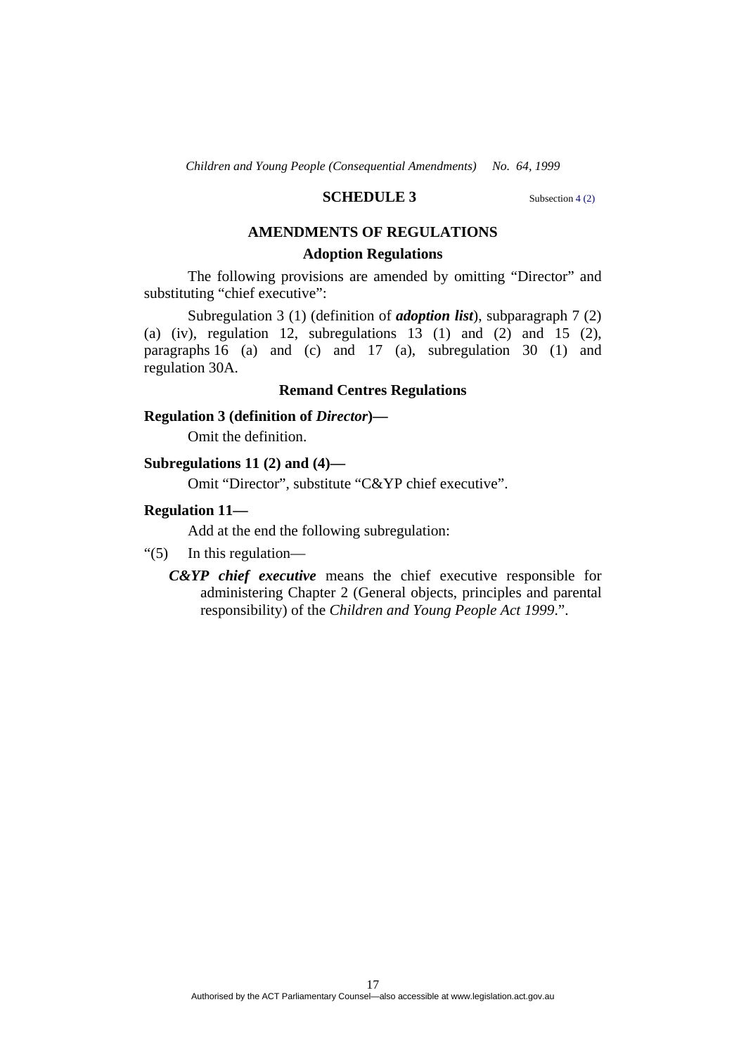## SCHEDULE 3

Subsection 4 (2)

### AMENDMENTS OF REGULATIONS

#### Adoption Regulations

The following provisions are amended by omitting "Director" and substituting "chief executive":

Subregulation 3 (1) (definition of ***adoption list***), subparagraph 7 (2) (a) (iv), regulation 12, subregulations 13 (1) and (2) and 15 (2), paragraphs 16 (a) and (c) and 17 (a), subregulation 30 (1) and regulation 30A.

#### Remand Centres Regulations

**Regulation 3 (definition of *Director*)—**

Omit the definition.

**Subregulations 11 (2) and (4)—**

Omit "Director", substitute "C&YP chief executive".

**Regulation 11—**

Add at the end the following subregulation:

"(5) In this regulation—

***C&YP chief executive*** means the chief executive responsible for administering Chapter 2 (General objects, principles and parental responsibility) of the *Children and Young People Act 1999*.".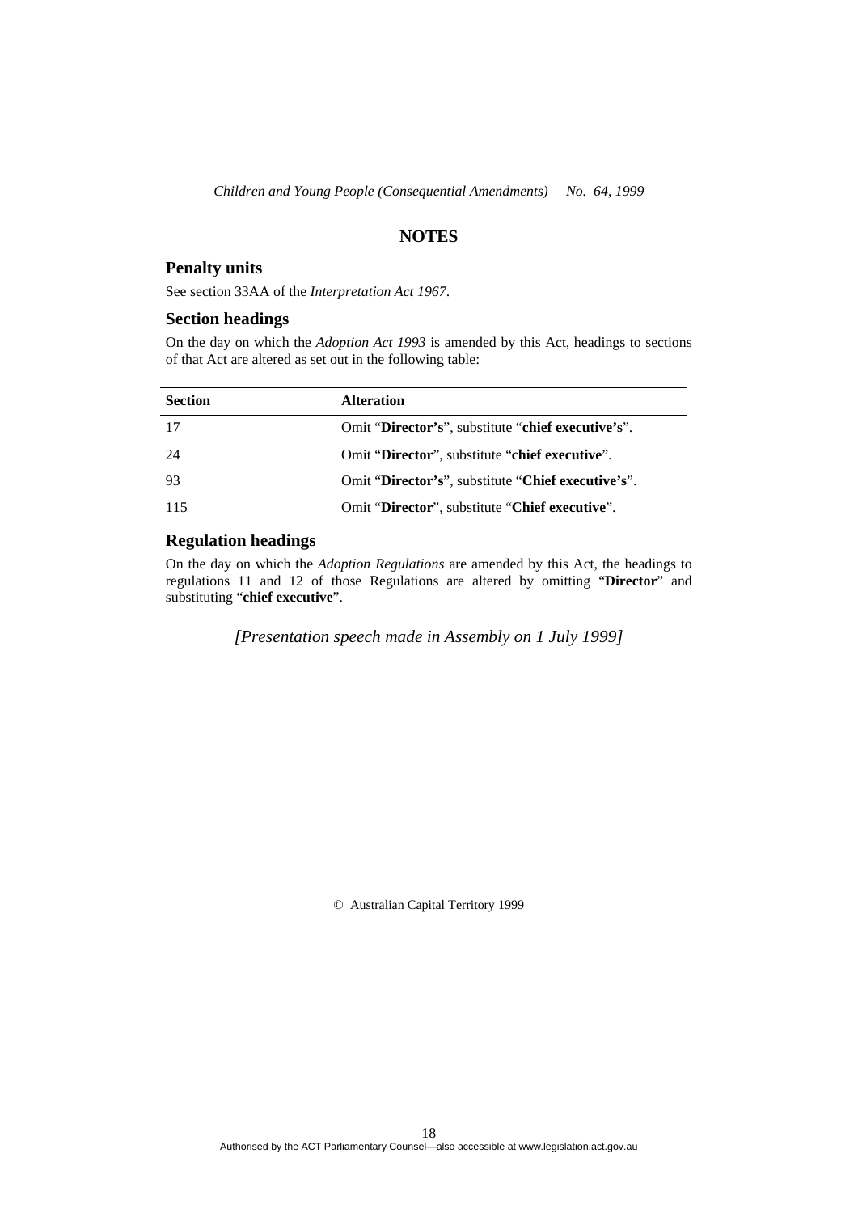## NOTES

### Penalty units

See section 33AA of the *Interpretation Act 1967*.

### Section headings

On the day on which the *Adoption Act 1993* is amended by this Act, headings to sections of that Act are altered as set out in the following table:

| Section | Alteration |
| --- | --- |
| 17 | Omit "**Director's**", substitute "**chief executive's**". |
| 24 | Omit "**Director**", substitute "**chief executive**". |
| 93 | Omit "**Director's**", substitute "**Chief executive's**". |
| 115 | Omit "**Director**", substitute "**Chief executive**". |

### Regulation headings

On the day on which the *Adoption Regulations* are amended by this Act, the headings to regulations 11 and 12 of those Regulations are altered by omitting "**Director**" and substituting "**chief executive**".

*[Presentation speech made in Assembly on 1 July 1999]*

© Australian Capital Territory 1999